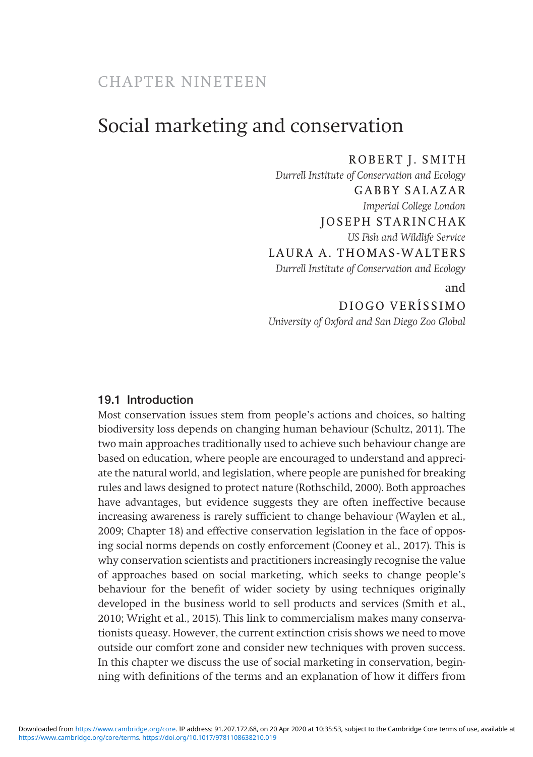CHAPTER NINETEEN

# Social marketing and conservation

ROBERT J. SMITH
*Durrell Institute of Conservation and Ecology*

GABBY SALAZAR
*Imperial College London*

JOSEPH STARINCHAK
*US Fish and Wildlife Service*

LAURA A. THOMAS-WALTERS
*Durrell Institute of Conservation and Ecology*

and

DIOGO VERÍSSIMO
*University of Oxford and San Diego Zoo Global*

## 19.1 Introduction

Most conservation issues stem from people's actions and choices, so halting biodiversity loss depends on changing human behaviour (Schultz, 2011). The two main approaches traditionally used to achieve such behaviour change are based on education, where people are encouraged to understand and appreciate the natural world, and legislation, where people are punished for breaking rules and laws designed to protect nature (Rothschild, 2000). Both approaches have advantages, but evidence suggests they are often ineffective because increasing awareness is rarely sufficient to change behaviour (Waylen et al., 2009; Chapter 18) and effective conservation legislation in the face of opposing social norms depends on costly enforcement (Cooney et al., 2017). This is why conservation scientists and practitioners increasingly recognise the value of approaches based on social marketing, which seeks to change people's behaviour for the benefit of wider society by using techniques originally developed in the business world to sell products and services (Smith et al., 2010; Wright et al., 2015). This link to commercialism makes many conservationists queasy. However, the current extinction crisis shows we need to move outside our comfort zone and consider new techniques with proven success. In this chapter we discuss the use of social marketing in conservation, beginning with definitions of the terms and an explanation of how it differs from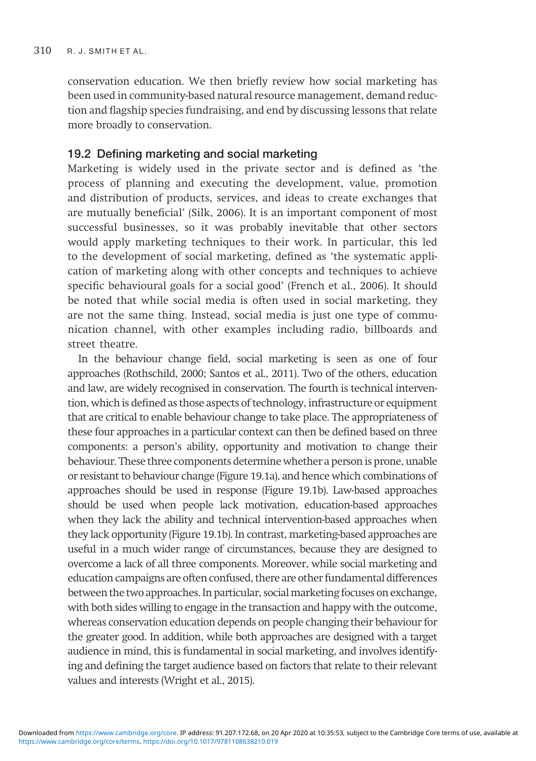conservation education. We then briefly review how social marketing has been used in community-based natural resource management, demand reduction and flagship species fundraising, and end by discussing lessons that relate more broadly to conservation.

## 19.2 Defining marketing and social marketing

Marketing is widely used in the private sector and is defined as 'the process of planning and executing the development, value, promotion and distribution of products, services, and ideas to create exchanges that are mutually beneficial' (Silk, 2006). It is an important component of most successful businesses, so it was probably inevitable that other sectors would apply marketing techniques to their work. In particular, this led to the development of social marketing, defined as 'the systematic application of marketing along with other concepts and techniques to achieve specific behavioural goals for a social good' (French et al., 2006). It should be noted that while social media is often used in social marketing, they are not the same thing. Instead, social media is just one type of communication channel, with other examples including radio, billboards and street theatre.

In the behaviour change field, social marketing is seen as one of four approaches (Rothschild, 2000; Santos et al., 2011). Two of the others, education and law, are widely recognised in conservation. The fourth is technical intervention, which is defined as those aspects of technology, infrastructure or equipment that are critical to enable behaviour change to take place. The appropriateness of these four approaches in a particular context can then be defined based on three components: a person's ability, opportunity and motivation to change their behaviour. These three components determine whether a person is prone, unable or resistant to behaviour change (Figure 19.1a), and hence which combinations of approaches should be used in response (Figure 19.1b). Law-based approaches should be used when people lack motivation, education-based approaches when they lack the ability and technical intervention-based approaches when they lack opportunity (Figure 19.1b). In contrast, marketing-based approaches are useful in a much wider range of circumstances, because they are designed to overcome a lack of all three components. Moreover, while social marketing and education campaigns are often confused, there are other fundamental differences between the two approaches. In particular, social marketing focuses on exchange, with both sides willing to engage in the transaction and happy with the outcome, whereas conservation education depends on people changing their behaviour for the greater good. In addition, while both approaches are designed with a target audience in mind, this is fundamental in social marketing, and involves identifying and defining the target audience based on factors that relate to their relevant values and interests (Wright et al., 2015).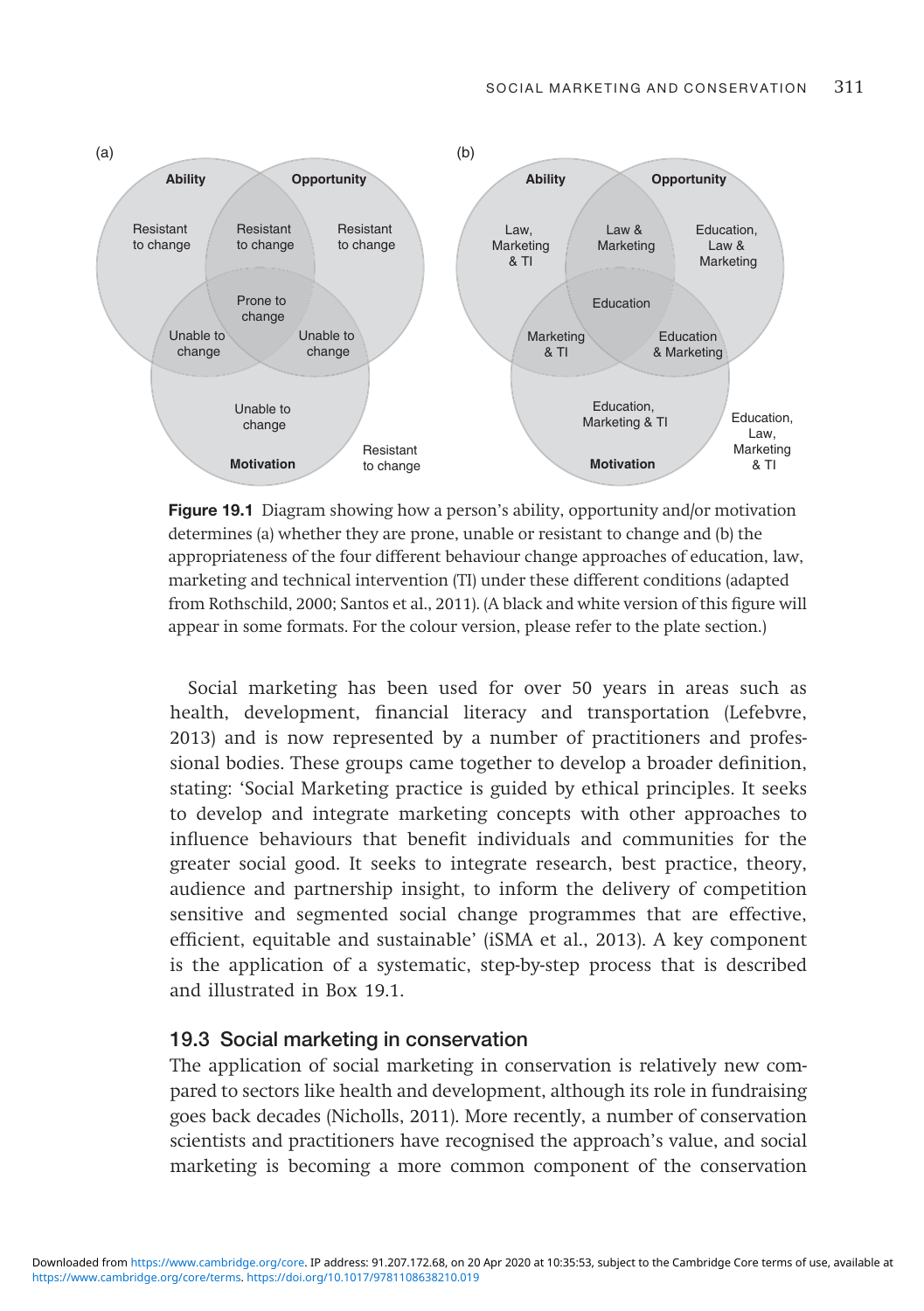**Figure 19.1** Diagram showing how a person's ability, opportunity and/or motivation determines (a) whether they are prone, unable or resistant to change and (b) the appropriateness of the four different behaviour change approaches of education, law, marketing and technical intervention (TI) under these different conditions (adapted from Rothschild, 2000; Santos et al., 2011). (A black and white version of this figure will appear in some formats. For the colour version, please refer to the plate section.)

Social marketing has been used for over 50 years in areas such as health, development, financial literacy and transportation (Lefebvre, 2013) and is now represented by a number of practitioners and professional bodies. These groups came together to develop a broader definition, stating: 'Social Marketing practice is guided by ethical principles. It seeks to develop and integrate marketing concepts with other approaches to influence behaviours that benefit individuals and communities for the greater social good. It seeks to integrate research, best practice, theory, audience and partnership insight, to inform the delivery of competition sensitive and segmented social change programmes that are effective, efficient, equitable and sustainable' (iSMA et al., 2013). A key component is the application of a systematic, step-by-step process that is described and illustrated in Box 19.1.

## 19.3 Social marketing in conservation

The application of social marketing in conservation is relatively new compared to sectors like health and development, although its role in fundraising goes back decades (Nicholls, 2011). More recently, a number of conservation scientists and practitioners have recognised the approach's value, and social marketing is becoming a more common component of the conservation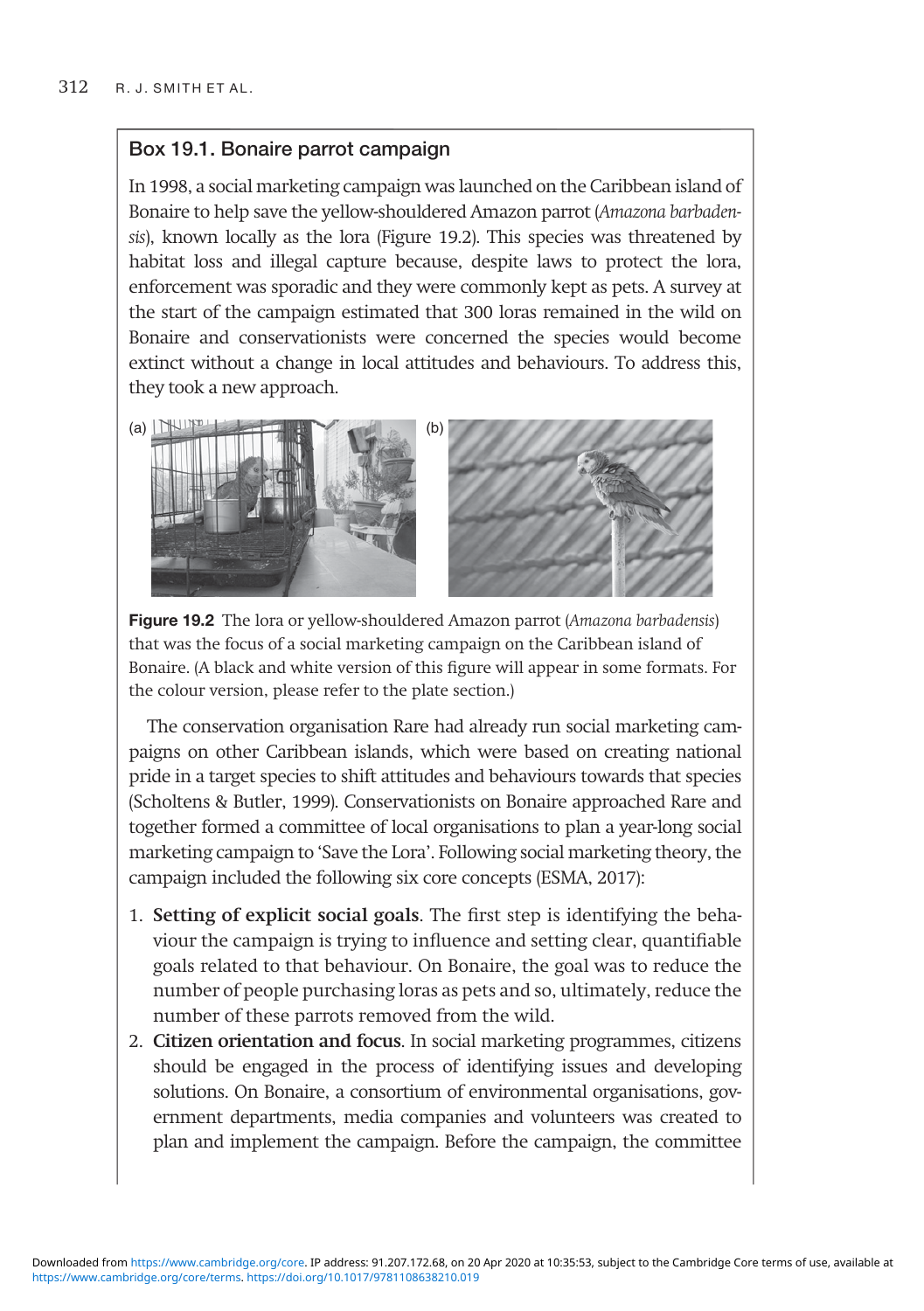### Box 19.1. Bonaire parrot campaign

In 1998, a social marketing campaign was launched on the Caribbean island of Bonaire to help save the yellow-shouldered Amazon parrot (*Amazona barbadensis*), known locally as the lora (Figure 19.2). This species was threatened by habitat loss and illegal capture because, despite laws to protect the lora, enforcement was sporadic and they were commonly kept as pets. A survey at the start of the campaign estimated that 300 loras remained in the wild on Bonaire and conservationists were concerned the species would become extinct without a change in local attitudes and behaviours. To address this, they took a new approach.

**Figure 19.2** The lora or yellow-shouldered Amazon parrot (*Amazona barbadensis*) that was the focus of a social marketing campaign on the Caribbean island of Bonaire. (A black and white version of this figure will appear in some formats. For the colour version, please refer to the plate section.)

The conservation organisation Rare had already run social marketing campaigns on other Caribbean islands, which were based on creating national pride in a target species to shift attitudes and behaviours towards that species (Scholtens & Butler, 1999). Conservationists on Bonaire approached Rare and together formed a committee of local organisations to plan a year-long social marketing campaign to 'Save the Lora'. Following social marketing theory, the campaign included the following six core concepts (ESMA, 2017):

1. **Setting of explicit social goals**. The first step is identifying the behaviour the campaign is trying to influence and setting clear, quantifiable goals related to that behaviour. On Bonaire, the goal was to reduce the number of people purchasing loras as pets and so, ultimately, reduce the number of these parrots removed from the wild.
2. **Citizen orientation and focus**. In social marketing programmes, citizens should be engaged in the process of identifying issues and developing solutions. On Bonaire, a consortium of environmental organisations, government departments, media companies and volunteers was created to plan and implement the campaign. Before the campaign, the committee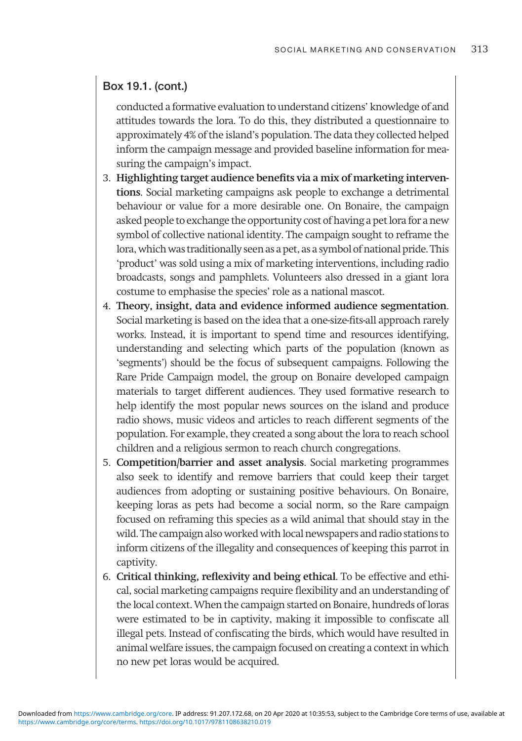## Box 19.1. (cont.)

conducted a formative evaluation to understand citizens' knowledge of and attitudes towards the lora. To do this, they distributed a questionnaire to approximately 4% of the island's population. The data they collected helped inform the campaign message and provided baseline information for measuring the campaign's impact.

3. **Highlighting target audience benefits via a mix of marketing interventions**. Social marketing campaigns ask people to exchange a detrimental behaviour or value for a more desirable one. On Bonaire, the campaign asked people to exchange the opportunity cost of having a pet lora for a new symbol of collective national identity. The campaign sought to reframe the lora, which was traditionally seen as a pet, as a symbol of national pride. This 'product' was sold using a mix of marketing interventions, including radio broadcasts, songs and pamphlets. Volunteers also dressed in a giant lora costume to emphasise the species' role as a national mascot.
4. **Theory, insight, data and evidence informed audience segmentation**. Social marketing is based on the idea that a one-size-fits-all approach rarely works. Instead, it is important to spend time and resources identifying, understanding and selecting which parts of the population (known as 'segments') should be the focus of subsequent campaigns. Following the Rare Pride Campaign model, the group on Bonaire developed campaign materials to target different audiences. They used formative research to help identify the most popular news sources on the island and produce radio shows, music videos and articles to reach different segments of the population. For example, they created a song about the lora to reach school children and a religious sermon to reach church congregations.
5. **Competition/barrier and asset analysis**. Social marketing programmes also seek to identify and remove barriers that could keep their target audiences from adopting or sustaining positive behaviours. On Bonaire, keeping loras as pets had become a social norm, so the Rare campaign focused on reframing this species as a wild animal that should stay in the wild. The campaign also worked with local newspapers and radio stations to inform citizens of the illegality and consequences of keeping this parrot in captivity.
6. **Critical thinking, reflexivity and being ethical**. To be effective and ethical, social marketing campaigns require flexibility and an understanding of the local context. When the campaign started on Bonaire, hundreds of loras were estimated to be in captivity, making it impossible to confiscate all illegal pets. Instead of confiscating the birds, which would have resulted in animal welfare issues, the campaign focused on creating a context in which no new pet loras would be acquired.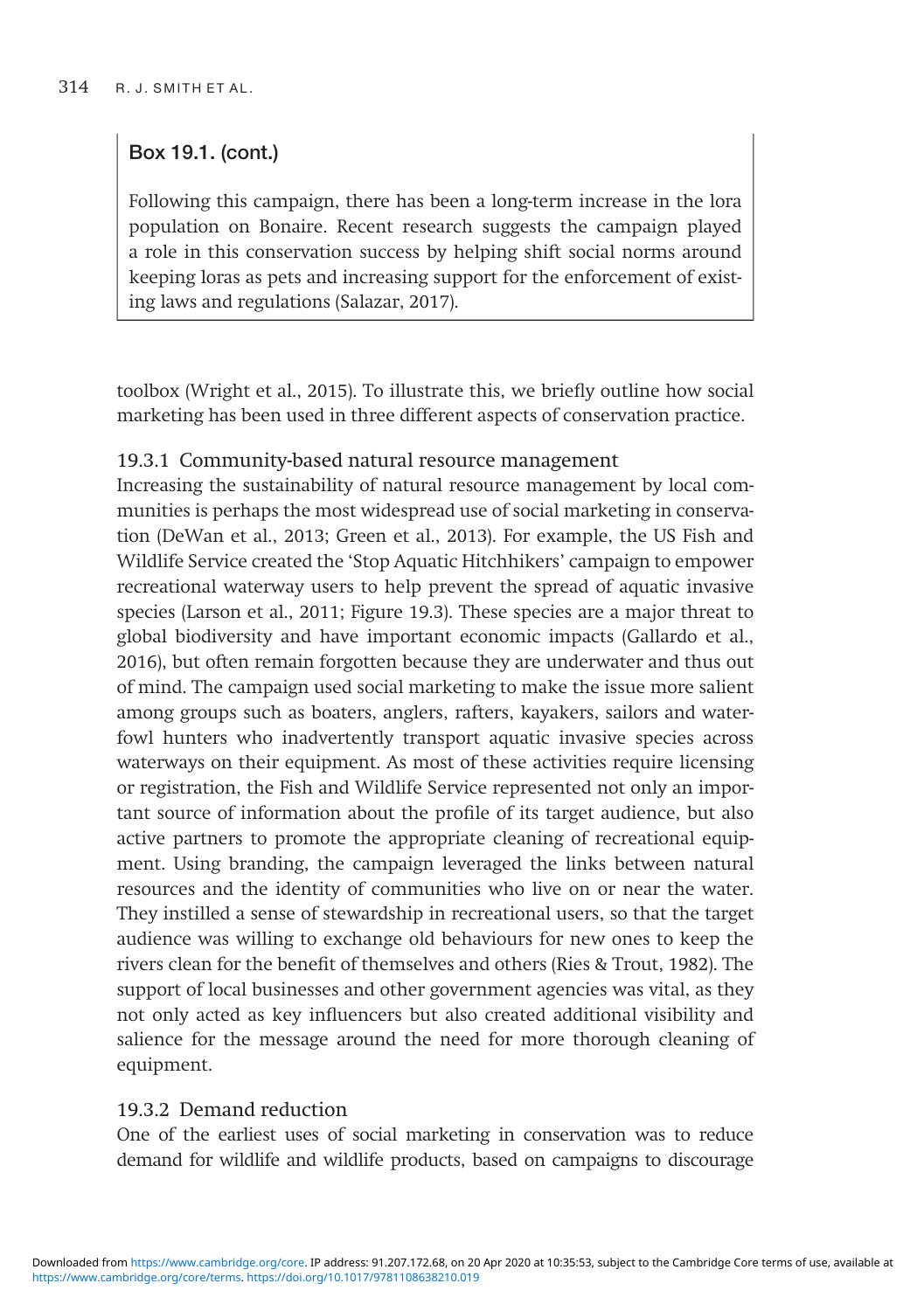**Box 19.1. (cont.)**

Following this campaign, there has been a long-term increase in the lora population on Bonaire. Recent research suggests the campaign played a role in this conservation success by helping shift social norms around keeping loras as pets and increasing support for the enforcement of existing laws and regulations (Salazar, 2017).

toolbox (Wright et al., 2015). To illustrate this, we briefly outline how social marketing has been used in three different aspects of conservation practice.

### 19.3.1 Community-based natural resource management

Increasing the sustainability of natural resource management by local communities is perhaps the most widespread use of social marketing in conservation (DeWan et al., 2013; Green et al., 2013). For example, the US Fish and Wildlife Service created the 'Stop Aquatic Hitchhikers' campaign to empower recreational waterway users to help prevent the spread of aquatic invasive species (Larson et al., 2011; Figure 19.3). These species are a major threat to global biodiversity and have important economic impacts (Gallardo et al., 2016), but often remain forgotten because they are underwater and thus out of mind. The campaign used social marketing to make the issue more salient among groups such as boaters, anglers, rafters, kayakers, sailors and waterfowl hunters who inadvertently transport aquatic invasive species across waterways on their equipment. As most of these activities require licensing or registration, the Fish and Wildlife Service represented not only an important source of information about the profile of its target audience, but also active partners to promote the appropriate cleaning of recreational equipment. Using branding, the campaign leveraged the links between natural resources and the identity of communities who live on or near the water. They instilled a sense of stewardship in recreational users, so that the target audience was willing to exchange old behaviours for new ones to keep the rivers clean for the benefit of themselves and others (Ries & Trout, 1982). The support of local businesses and other government agencies was vital, as they not only acted as key influencers but also created additional visibility and salience for the message around the need for more thorough cleaning of equipment.

### 19.3.2 Demand reduction

One of the earliest uses of social marketing in conservation was to reduce demand for wildlife and wildlife products, based on campaigns to discourage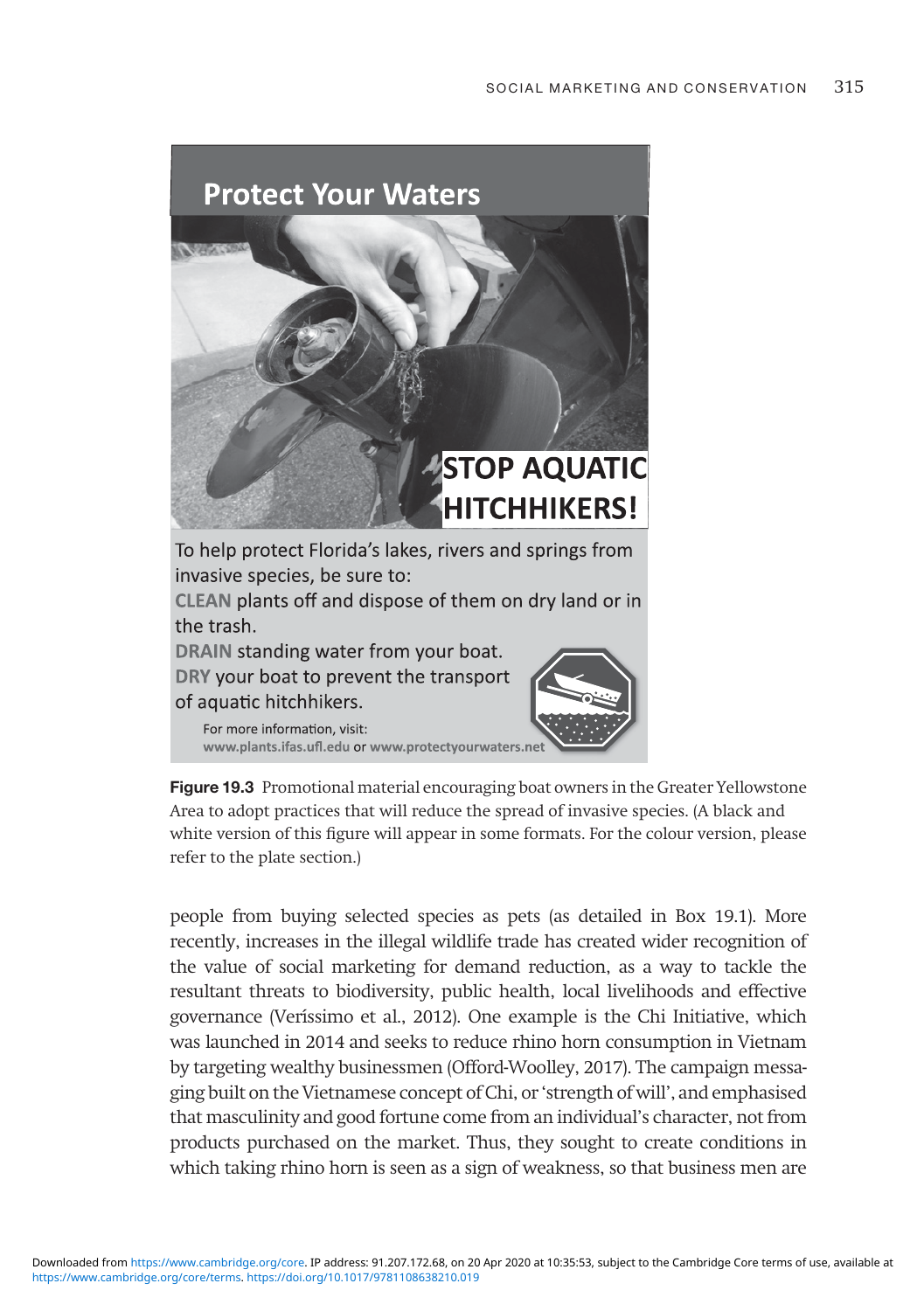**Protect Your Waters**

**STOP AQUATIC HITCHHIKERS!**

To help protect Florida's lakes, rivers and springs from invasive species, be sure to:

**CLEAN** plants off and dispose of them on dry land or in the trash.

**DRAIN** standing water from your boat.

**DRY** your boat to prevent the transport of aquatic hitchhikers.

For more information, visit:
**www.plants.ifas.ufl.edu** or **www.protectyourwaters.net**

**Figure 19.3** Promotional material encouraging boat owners in the Greater Yellowstone Area to adopt practices that will reduce the spread of invasive species. (A black and white version of this figure will appear in some formats. For the colour version, please refer to the plate section.)

people from buying selected species as pets (as detailed in Box 19.1). More recently, increases in the illegal wildlife trade has created wider recognition of the value of social marketing for demand reduction, as a way to tackle the resultant threats to biodiversity, public health, local livelihoods and effective governance (Veríssimo et al., 2012). One example is the Chi Initiative, which was launched in 2014 and seeks to reduce rhino horn consumption in Vietnam by targeting wealthy businessmen (Offord-Woolley, 2017). The campaign messaging built on the Vietnamese concept of Chi, or 'strength of will', and emphasised that masculinity and good fortune come from an individual's character, not from products purchased on the market. Thus, they sought to create conditions in which taking rhino horn is seen as a sign of weakness, so that business men are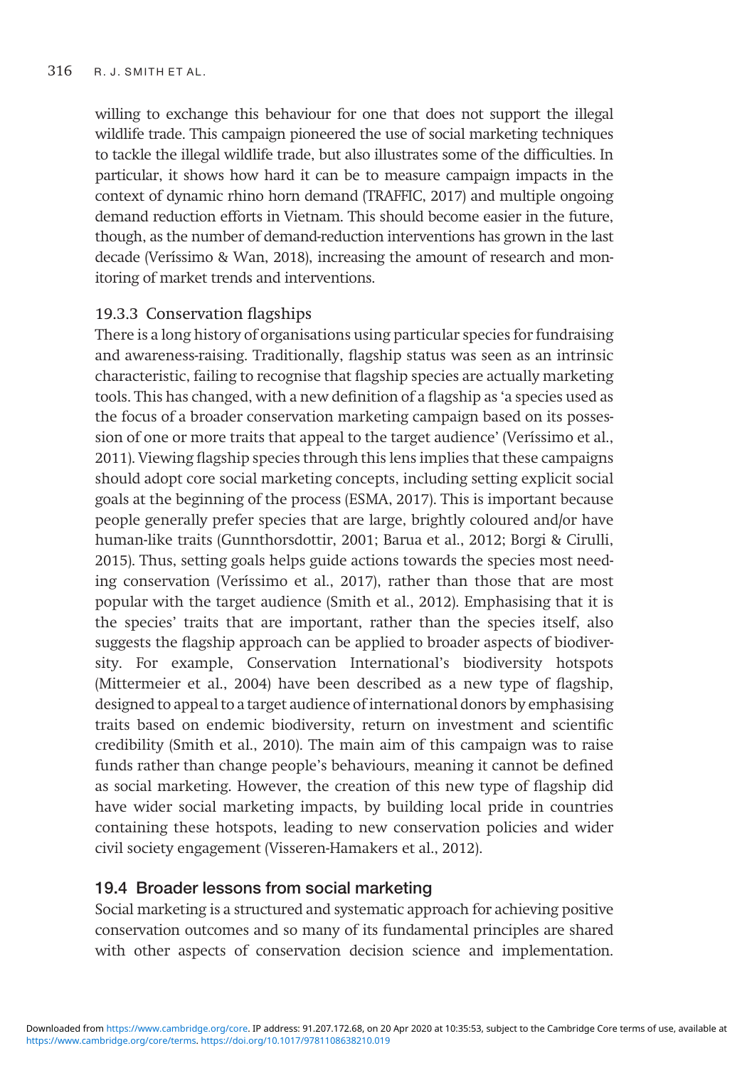willing to exchange this behaviour for one that does not support the illegal wildlife trade. This campaign pioneered the use of social marketing techniques to tackle the illegal wildlife trade, but also illustrates some of the difficulties. In particular, it shows how hard it can be to measure campaign impacts in the context of dynamic rhino horn demand (TRAFFIC, 2017) and multiple ongoing demand reduction efforts in Vietnam. This should become easier in the future, though, as the number of demand-reduction interventions has grown in the last decade (Veríssimo & Wan, 2018), increasing the amount of research and monitoring of market trends and interventions.

### 19.3.3 Conservation flagships

There is a long history of organisations using particular species for fundraising and awareness-raising. Traditionally, flagship status was seen as an intrinsic characteristic, failing to recognise that flagship species are actually marketing tools. This has changed, with a new definition of a flagship as 'a species used as the focus of a broader conservation marketing campaign based on its possession of one or more traits that appeal to the target audience' (Veríssimo et al., 2011). Viewing flagship species through this lens implies that these campaigns should adopt core social marketing concepts, including setting explicit social goals at the beginning of the process (ESMA, 2017). This is important because people generally prefer species that are large, brightly coloured and/or have human-like traits (Gunnthorsdottir, 2001; Barua et al., 2012; Borgi & Cirulli, 2015). Thus, setting goals helps guide actions towards the species most needing conservation (Veríssimo et al., 2017), rather than those that are most popular with the target audience (Smith et al., 2012). Emphasising that it is the species' traits that are important, rather than the species itself, also suggests the flagship approach can be applied to broader aspects of biodiversity. For example, Conservation International's biodiversity hotspots (Mittermeier et al., 2004) have been described as a new type of flagship, designed to appeal to a target audience of international donors by emphasising traits based on endemic biodiversity, return on investment and scientific credibility (Smith et al., 2010). The main aim of this campaign was to raise funds rather than change people's behaviours, meaning it cannot be defined as social marketing. However, the creation of this new type of flagship did have wider social marketing impacts, by building local pride in countries containing these hotspots, leading to new conservation policies and wider civil society engagement (Visseren-Hamakers et al., 2012).

## 19.4 Broader lessons from social marketing

Social marketing is a structured and systematic approach for achieving positive conservation outcomes and so many of its fundamental principles are shared with other aspects of conservation decision science and implementation.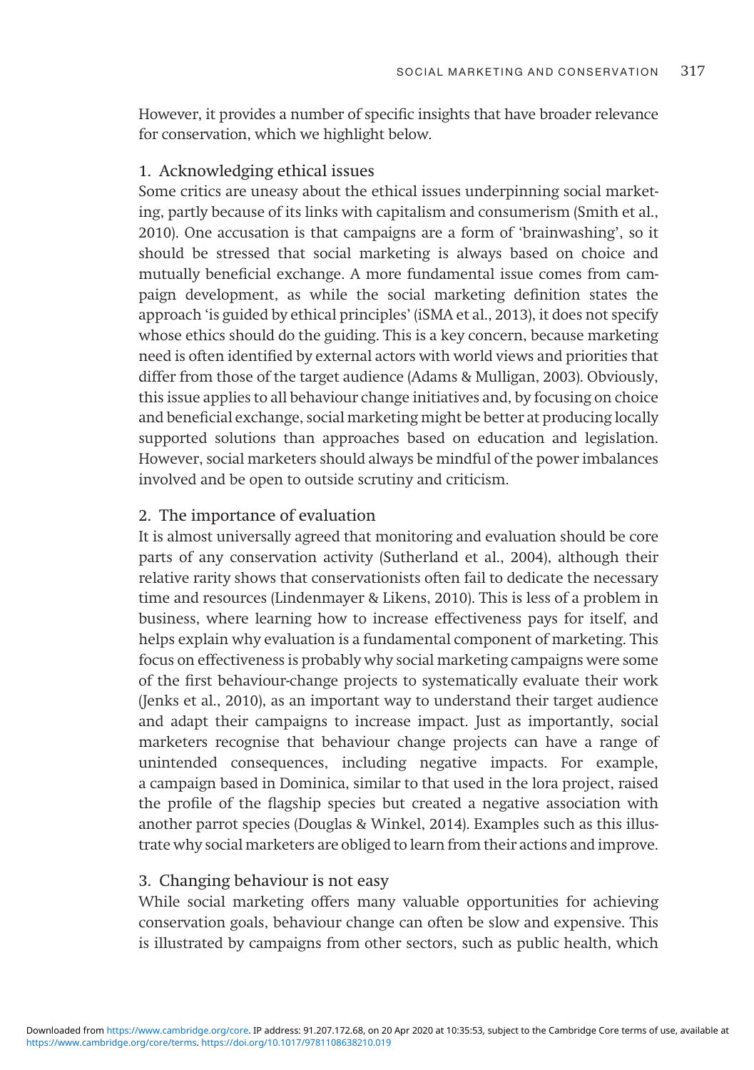However, it provides a number of specific insights that have broader relevance for conservation, which we highlight below.

### 1. Acknowledging ethical issues

Some critics are uneasy about the ethical issues underpinning social marketing, partly because of its links with capitalism and consumerism (Smith et al., 2010). One accusation is that campaigns are a form of 'brainwashing', so it should be stressed that social marketing is always based on choice and mutually beneficial exchange. A more fundamental issue comes from campaign development, as while the social marketing definition states the approach 'is guided by ethical principles' (iSMA et al., 2013), it does not specify whose ethics should do the guiding. This is a key concern, because marketing need is often identified by external actors with world views and priorities that differ from those of the target audience (Adams & Mulligan, 2003). Obviously, this issue applies to all behaviour change initiatives and, by focusing on choice and beneficial exchange, social marketing might be better at producing locally supported solutions than approaches based on education and legislation. However, social marketers should always be mindful of the power imbalances involved and be open to outside scrutiny and criticism.

### 2. The importance of evaluation

It is almost universally agreed that monitoring and evaluation should be core parts of any conservation activity (Sutherland et al., 2004), although their relative rarity shows that conservationists often fail to dedicate the necessary time and resources (Lindenmayer & Likens, 2010). This is less of a problem in business, where learning how to increase effectiveness pays for itself, and helps explain why evaluation is a fundamental component of marketing. This focus on effectiveness is probably why social marketing campaigns were some of the first behaviour-change projects to systematically evaluate their work (Jenks et al., 2010), as an important way to understand their target audience and adapt their campaigns to increase impact. Just as importantly, social marketers recognise that behaviour change projects can have a range of unintended consequences, including negative impacts. For example, a campaign based in Dominica, similar to that used in the lora project, raised the profile of the flagship species but created a negative association with another parrot species (Douglas & Winkel, 2014). Examples such as this illustrate why social marketers are obliged to learn from their actions and improve.

### 3. Changing behaviour is not easy

While social marketing offers many valuable opportunities for achieving conservation goals, behaviour change can often be slow and expensive. This is illustrated by campaigns from other sectors, such as public health, which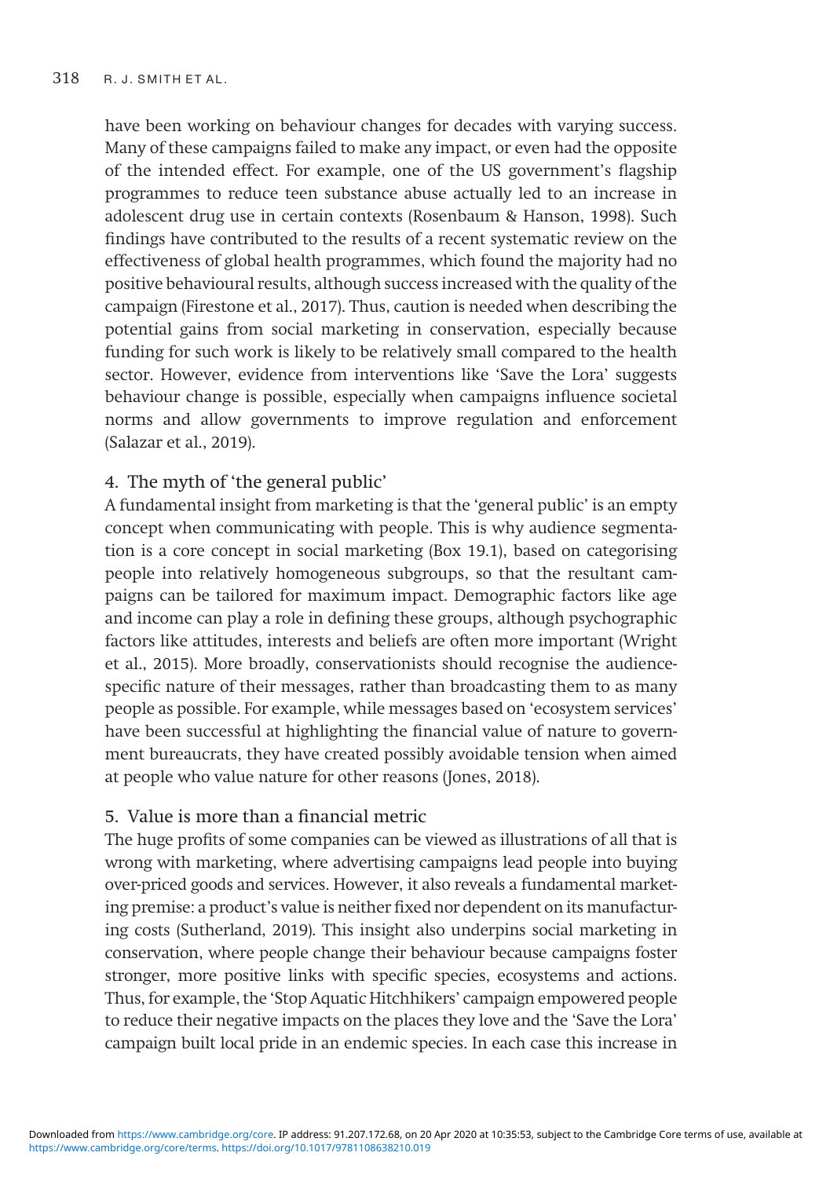have been working on behaviour changes for decades with varying success. Many of these campaigns failed to make any impact, or even had the opposite of the intended effect. For example, one of the US government's flagship programmes to reduce teen substance abuse actually led to an increase in adolescent drug use in certain contexts (Rosenbaum & Hanson, 1998). Such findings have contributed to the results of a recent systematic review on the effectiveness of global health programmes, which found the majority had no positive behavioural results, although success increased with the quality of the campaign (Firestone et al., 2017). Thus, caution is needed when describing the potential gains from social marketing in conservation, especially because funding for such work is likely to be relatively small compared to the health sector. However, evidence from interventions like 'Save the Lora' suggests behaviour change is possible, especially when campaigns influence societal norms and allow governments to improve regulation and enforcement (Salazar et al., 2019).

### 4. The myth of 'the general public'

A fundamental insight from marketing is that the 'general public' is an empty concept when communicating with people. This is why audience segmentation is a core concept in social marketing (Box 19.1), based on categorising people into relatively homogeneous subgroups, so that the resultant campaigns can be tailored for maximum impact. Demographic factors like age and income can play a role in defining these groups, although psychographic factors like attitudes, interests and beliefs are often more important (Wright et al., 2015). More broadly, conservationists should recognise the audience-specific nature of their messages, rather than broadcasting them to as many people as possible. For example, while messages based on 'ecosystem services' have been successful at highlighting the financial value of nature to government bureaucrats, they have created possibly avoidable tension when aimed at people who value nature for other reasons (Jones, 2018).

### 5. Value is more than a financial metric

The huge profits of some companies can be viewed as illustrations of all that is wrong with marketing, where advertising campaigns lead people into buying over-priced goods and services. However, it also reveals a fundamental marketing premise: a product's value is neither fixed nor dependent on its manufacturing costs (Sutherland, 2019). This insight also underpins social marketing in conservation, where people change their behaviour because campaigns foster stronger, more positive links with specific species, ecosystems and actions. Thus, for example, the 'Stop Aquatic Hitchhikers' campaign empowered people to reduce their negative impacts on the places they love and the 'Save the Lora' campaign built local pride in an endemic species. In each case this increase in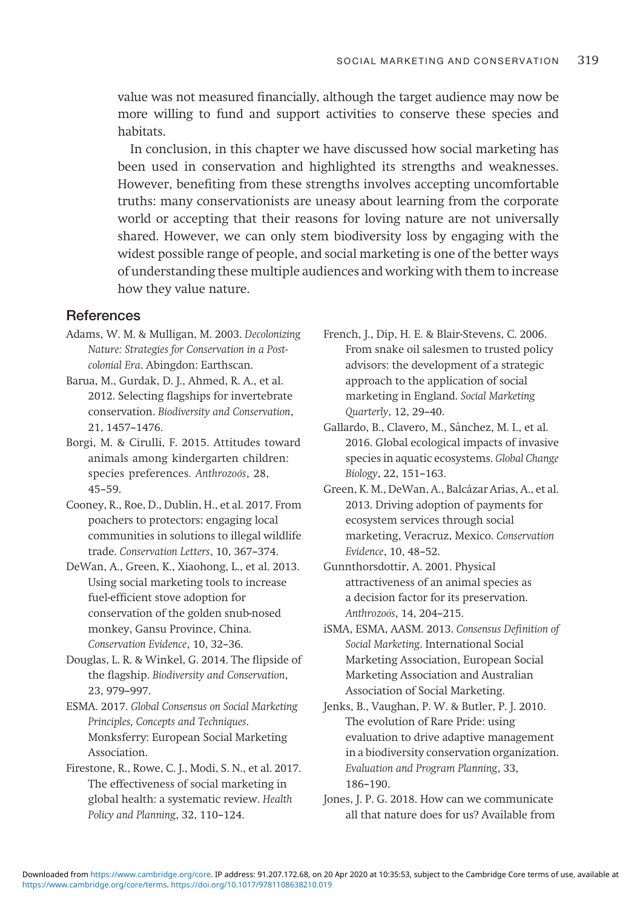value was not measured financially, although the target audience may now be more willing to fund and support activities to conserve these species and habitats.

In conclusion, in this chapter we have discussed how social marketing has been used in conservation and highlighted its strengths and weaknesses. However, benefiting from these strengths involves accepting uncomfortable truths: many conservationists are uneasy about learning from the corporate world or accepting that their reasons for loving nature are not universally shared. However, we can only stem biodiversity loss by engaging with the widest possible range of people, and social marketing is one of the better ways of understanding these multiple audiences and working with them to increase how they value nature.

## References

Adams, W. M. & Mulligan, M. 2003. *Decolonizing Nature: Strategies for Conservation in a Post-colonial Era*. Abingdon: Earthscan.

Barua, M., Gurdak, D. J., Ahmed, R. A., et al. 2012. Selecting flagships for invertebrate conservation. *Biodiversity and Conservation*, 21, 1457–1476.

Borgi, M. & Cirulli, F. 2015. Attitudes toward animals among kindergarten children: species preferences. *Anthrozoös*, 28, 45–59.

Cooney, R., Roe, D., Dublin, H., et al. 2017. From poachers to protectors: engaging local communities in solutions to illegal wildlife trade. *Conservation Letters*, 10, 367–374.

DeWan, A., Green, K., Xiaohong, L., et al. 2013. Using social marketing tools to increase fuel-efficient stove adoption for conservation of the golden snub-nosed monkey, Gansu Province, China. *Conservation Evidence*, 10, 32–36.

Douglas, L. R. & Winkel, G. 2014. The flipside of the flagship. *Biodiversity and Conservation*, 23, 979–997.

ESMA. 2017. *Global Consensus on Social Marketing Principles, Concepts and Techniques*. Monksferry: European Social Marketing Association.

Firestone, R., Rowe, C. J., Modi, S. N., et al. 2017. The effectiveness of social marketing in global health: a systematic review. *Health Policy and Planning*, 32, 110–124.

French, J., Dip, H. E. & Blair-Stevens, C. 2006. From snake oil salesmen to trusted policy advisors: the development of a strategic approach to the application of social marketing in England. *Social Marketing Quarterly*, 12, 29–40.

Gallardo, B., Clavero, M., Sánchez, M. I., et al. 2016. Global ecological impacts of invasive species in aquatic ecosystems. *Global Change Biology*, 22, 151–163.

Green, K. M., DeWan, A., Balcázar Arias, A., et al. 2013. Driving adoption of payments for ecosystem services through social marketing, Veracruz, Mexico. *Conservation Evidence*, 10, 48–52.

Gunnthorsdottir, A. 2001. Physical attractiveness of an animal species as a decision factor for its preservation. *Anthrozoös*, 14, 204–215.

iSMA, ESMA, AASM. 2013. *Consensus Definition of Social Marketing*. International Social Marketing Association, European Social Marketing Association and Australian Association of Social Marketing.

Jenks, B., Vaughan, P. W. & Butler, P. J. 2010. The evolution of Rare Pride: using evaluation to drive adaptive management in a biodiversity conservation organization. *Evaluation and Program Planning*, 33, 186–190.

Jones, J. P. G. 2018. How can we communicate all that nature does for us? Available from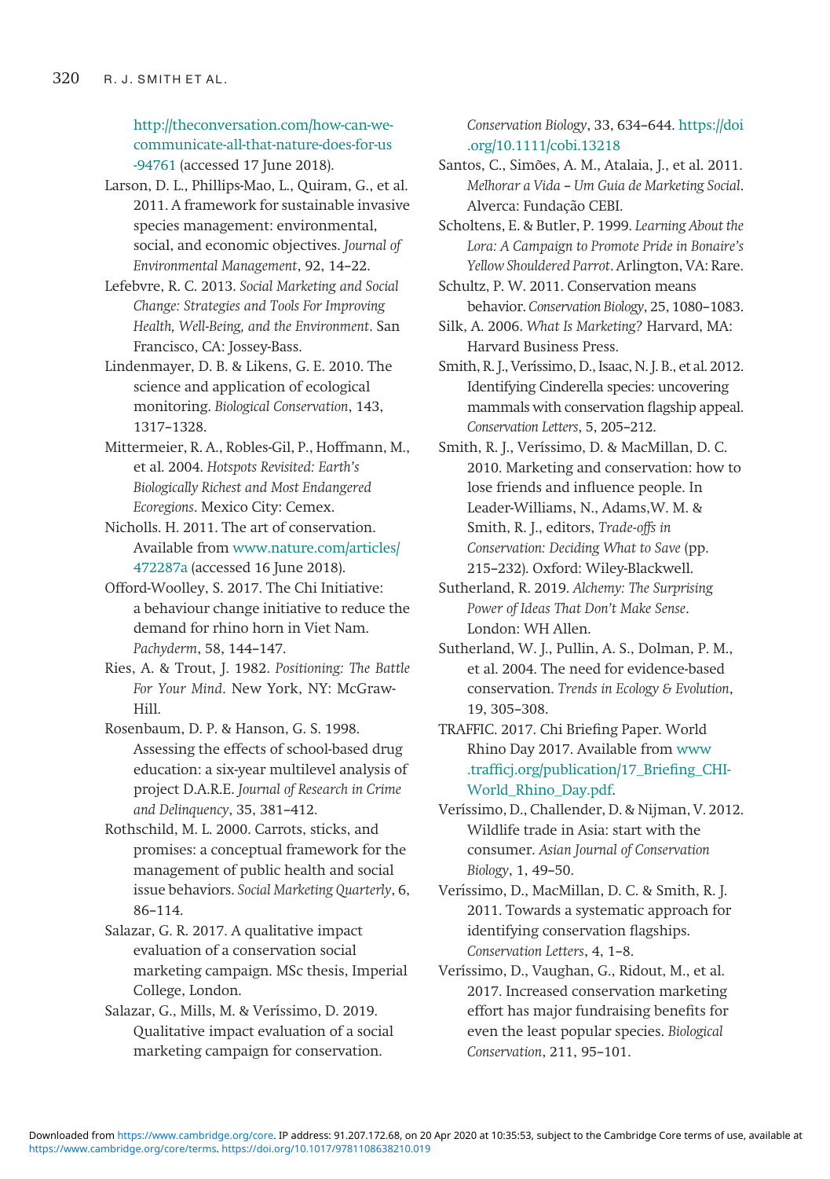http://theconversation.com/how-can-we-communicate-all-that-nature-does-for-us-94761 (accessed 17 June 2018).

Larson, D. L., Phillips-Mao, L., Quiram, G., et al. 2011. A framework for sustainable invasive species management: environmental, social, and economic objectives. *Journal of Environmental Management*, 92, 14–22.

Lefebvre, R. C. 2013. *Social Marketing and Social Change: Strategies and Tools For Improving Health, Well-Being, and the Environment*. San Francisco, CA: Jossey-Bass.

Lindenmayer, D. B. & Likens, G. E. 2010. The science and application of ecological monitoring. *Biological Conservation*, 143, 1317–1328.

Mittermeier, R. A., Robles-Gil, P., Hoffmann, M., et al. 2004. *Hotspots Revisited: Earth's Biologically Richest and Most Endangered Ecoregions*. Mexico City: Cemex.

Nicholls. H. 2011. The art of conservation. Available from www.nature.com/articles/472287a (accessed 16 June 2018).

Offord-Woolley, S. 2017. The Chi Initiative: a behaviour change initiative to reduce the demand for rhino horn in Viet Nam. *Pachyderm*, 58, 144–147.

Ries, A. & Trout, J. 1982. *Positioning: The Battle For Your Mind*. New York, NY: McGraw-Hill.

Rosenbaum, D. P. & Hanson, G. S. 1998. Assessing the effects of school-based drug education: a six-year multilevel analysis of project D.A.R.E. *Journal of Research in Crime and Delinquency*, 35, 381–412.

Rothschild, M. L. 2000. Carrots, sticks, and promises: a conceptual framework for the management of public health and social issue behaviors. *Social Marketing Quarterly*, 6, 86–114.

Salazar, G. R. 2017. A qualitative impact evaluation of a conservation social marketing campaign. MSc thesis, Imperial College, London.

Salazar, G., Mills, M. & Veríssimo, D. 2019. Qualitative impact evaluation of a social marketing campaign for conservation. *Conservation Biology*, 33, 634–644. https://doi.org/10.1111/cobi.13218

Santos, C., Simões, A. M., Atalaia, J., et al. 2011. *Melhorar a Vida – Um Guia de Marketing Social*. Alverca: Fundação CEBI.

Scholtens, E. & Butler, P. 1999. *Learning About the Lora: A Campaign to Promote Pride in Bonaire's Yellow Shouldered Parrot*. Arlington, VA: Rare.

Schultz, P. W. 2011. Conservation means behavior. *Conservation Biology*, 25, 1080–1083.

Silk, A. 2006. *What Is Marketing?* Harvard, MA: Harvard Business Press.

Smith, R. J., Veríssimo, D., Isaac, N. J. B., et al. 2012. Identifying Cinderella species: uncovering mammals with conservation flagship appeal. *Conservation Letters*, 5, 205–212.

Smith, R. J., Veríssimo, D. & MacMillan, D. C. 2010. Marketing and conservation: how to lose friends and influence people. In Leader-Williams, N., Adams,W. M. & Smith, R. J., editors, *Trade-offs in Conservation: Deciding What to Save* (pp. 215–232). Oxford: Wiley-Blackwell.

Sutherland, R. 2019. *Alchemy: The Surprising Power of Ideas That Don't Make Sense*. London: WH Allen.

Sutherland, W. J., Pullin, A. S., Dolman, P. M., et al. 2004. The need for evidence-based conservation. *Trends in Ecology & Evolution*, 19, 305–308.

TRAFFIC. 2017. Chi Briefing Paper. World Rhino Day 2017. Available from www.trafficj.org/publication/17_Briefing_CHI-World_Rhino_Day.pdf.

Veríssimo, D., Challender, D. & Nijman, V. 2012. Wildlife trade in Asia: start with the consumer. *Asian Journal of Conservation Biology*, 1, 49–50.

Veríssimo, D., MacMillan, D. C. & Smith, R. J. 2011. Towards a systematic approach for identifying conservation flagships. *Conservation Letters*, 4, 1–8.

Veríssimo, D., Vaughan, G., Ridout, M., et al. 2017. Increased conservation marketing effort has major fundraising benefits for even the least popular species. *Biological Conservation*, 211, 95–101.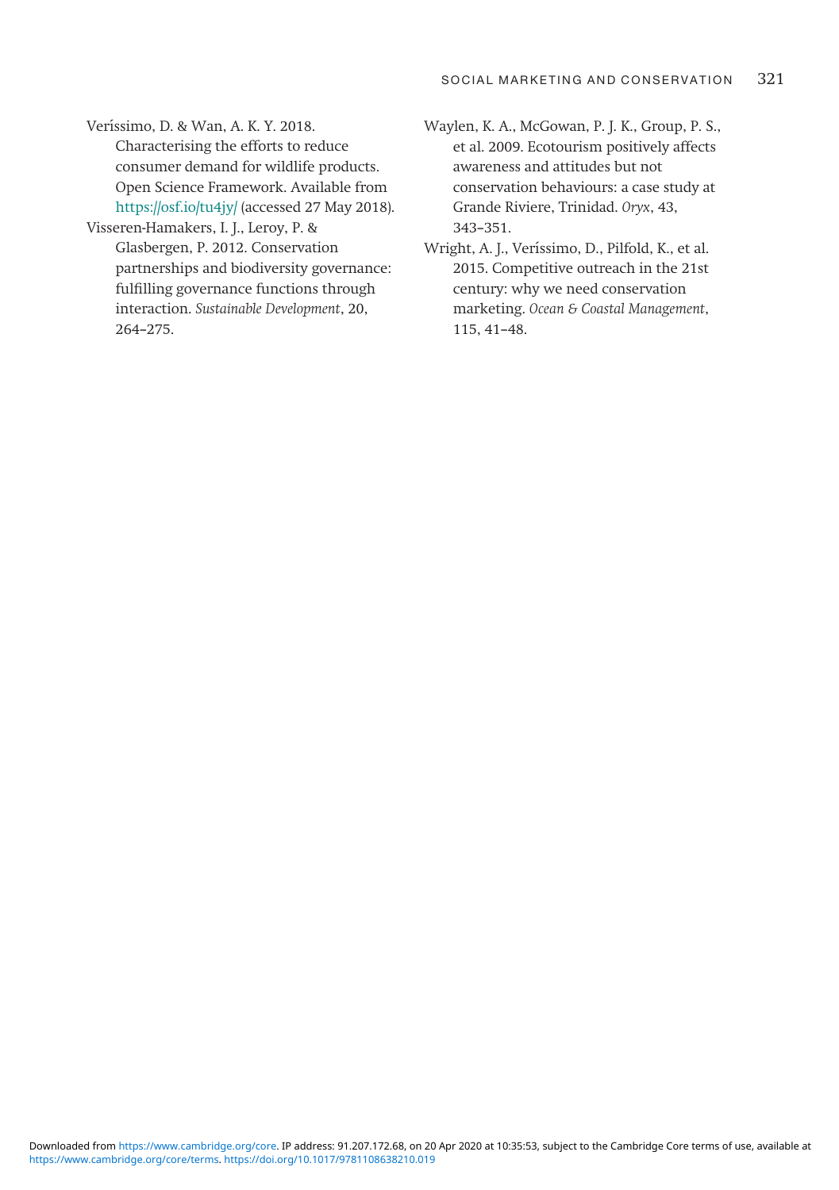Veríssimo, D. & Wan, A. K. Y. 2018. Characterising the efforts to reduce consumer demand for wildlife products. Open Science Framework. Available from https://osf.io/tu4jy/ (accessed 27 May 2018).

Visseren-Hamakers, I. J., Leroy, P. & Glasbergen, P. 2012. Conservation partnerships and biodiversity governance: fulfilling governance functions through interaction. *Sustainable Development*, 20, 264–275.

Waylen, K. A., McGowan, P. J. K., Group, P. S., et al. 2009. Ecotourism positively affects awareness and attitudes but not conservation behaviours: a case study at Grande Riviere, Trinidad. *Oryx*, 43, 343–351.

Wright, A. J., Veríssimo, D., Pilfold, K., et al. 2015. Competitive outreach in the 21st century: why we need conservation marketing. *Ocean & Coastal Management*, 115, 41–48.